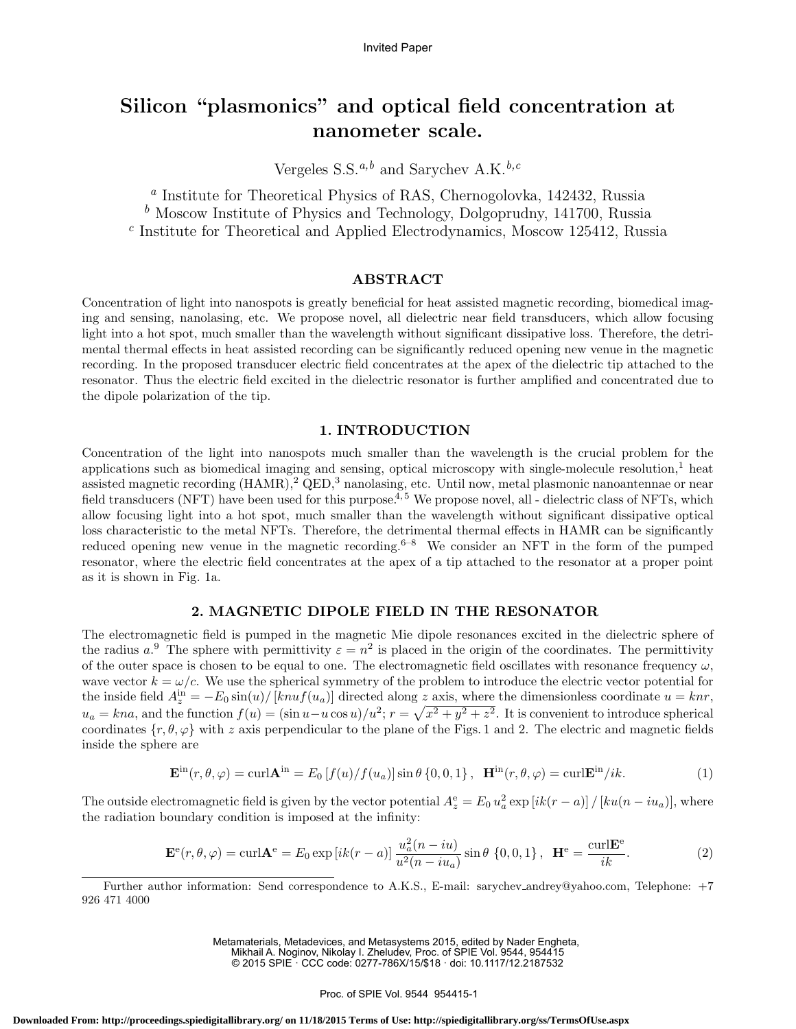Invited Paper

# Silicon "plasmonics" and optical field concentration at nanometer scale.

Vergeles S.S.[a,b] and Sarychev A.K.[b,c]

[a] Institute for Theoretical Physics of RAS, Chernogolovka, 142432, Russia
[b] Moscow Institute of Physics and Technology, Dolgoprudny, 141700, Russia
[c] Institute for Theoretical and Applied Electrodynamics, Moscow 125412, Russia

## ABSTRACT

Concentration of light into nanospots is greatly beneficial for heat assisted magnetic recording, biomedical imaging and sensing, nanolasing, etc. We propose novel, all dielectric near field transducers, which allow focusing light into a hot spot, much smaller than the wavelength without significant dissipative loss. Therefore, the detrimental thermal effects in heat assisted recording can be significantly reduced opening new venue in the magnetic recording. In the proposed transducer electric field concentrates at the apex of the dielectric tip attached to the resonator. Thus the electric field excited in the dielectric resonator is further amplified and concentrated due to the dipole polarization of the tip.

## 1. INTRODUCTION

Concentration of the light into nanospots much smaller than the wavelength is the crucial problem for the applications such as biomedical imaging and sensing, optical microscopy with single-molecule resolution,[1] heat assisted magnetic recording (HAMR),[2] QED,[3] nanolasing, etc. Until now, metal plasmonic nanoantennae or near field transducers (NFT) have been used for this purpose.[4,5] We propose novel, all - dielectric class of NFTs, which allow focusing light into a hot spot, much smaller than the wavelength without significant dissipative optical loss characteristic to the metal NFTs. Therefore, the detrimental thermal effects in HAMR can be significantly reduced opening new venue in the magnetic recording.[6–8] We consider an NFT in the form of the pumped resonator, where the electric field concentrates at the apex of a tip attached to the resonator at a proper point as it is shown in Fig. 1a.

## 2. MAGNETIC DIPOLE FIELD IN THE RESONATOR

The electromagnetic field is pumped in the magnetic Mie dipole resonances excited in the dielectric sphere of the radius $a$.[9] The sphere with permittivity $\varepsilon = n^2$ is placed in the origin of the coordinates. The permittivity of the outer space is chosen to be equal to one. The electromagnetic field oscillates with resonance frequency $\omega$, wave vector $k = \omega/c$. We use the spherical symmetry of the problem to introduce the electric vector potential for the inside field $A_z^{\rm in} = -E_0 \sin(u)/\left[knuf(u_a)\right]$ directed along $z$ axis, where the dimensionless coordinate $u = knr$, $u_a = kna$, and the function $f(u) = (\sin u - u\cos u)/u^2$; $r = \sqrt{x^2+y^2+z^2}$. It is convenient to introduce spherical coordinates $\{r, \theta, \varphi\}$ with $z$ axis perpendicular to the plane of the Figs. 1 and 2. The electric and magnetic fields inside the sphere are

$$\mathbf{E}^{\rm in}(r,\theta,\varphi) = {\rm curl}\mathbf{A}^{\rm in} = E_0\left[f(u)/f(u_a)\right]\sin\theta\,\{0,0,1\}\,,\;\; \mathbf{H}^{\rm in}(r,\theta,\varphi) = {\rm curl}\mathbf{E}^{\rm in}/ik. \tag{1}$$

The outside electromagnetic field is given by the vector potential $A_z^{\rm e} = E_0\, u_a^2 \exp\left[ik(r-a)\right]/\left[ku(n-iu_a)\right]$, where the radiation boundary condition is imposed at the infinity:

$$\mathbf{E}^{\rm e}(r,\theta,\varphi) = {\rm curl}\mathbf{A}^{\rm e} = E_0 \exp\left[ik(r-a)\right]\frac{u_a^2(n-iu)}{u^2(n-iu_a)}\sin\theta\;\{0,0,1\}\,,\;\; \mathbf{H}^{\rm e} = \frac{{\rm curl}\mathbf{E}^{\rm e}}{ik}. \tag{2}$$

Further author information: Send correspondence to A.K.S., E-mail: sarychev_andrey@yahoo.com, Telephone: +7 926 471 4000

Metamaterials, Metadevices, and Metasystems 2015, edited by Nader Engheta, Mikhail A. Noginov, Nikolay I. Zheludev, Proc. of SPIE Vol. 9544, 954415
© 2015 SPIE · CCC code: 0277-786X/15/$18 · doi: 10.1117/12.2187532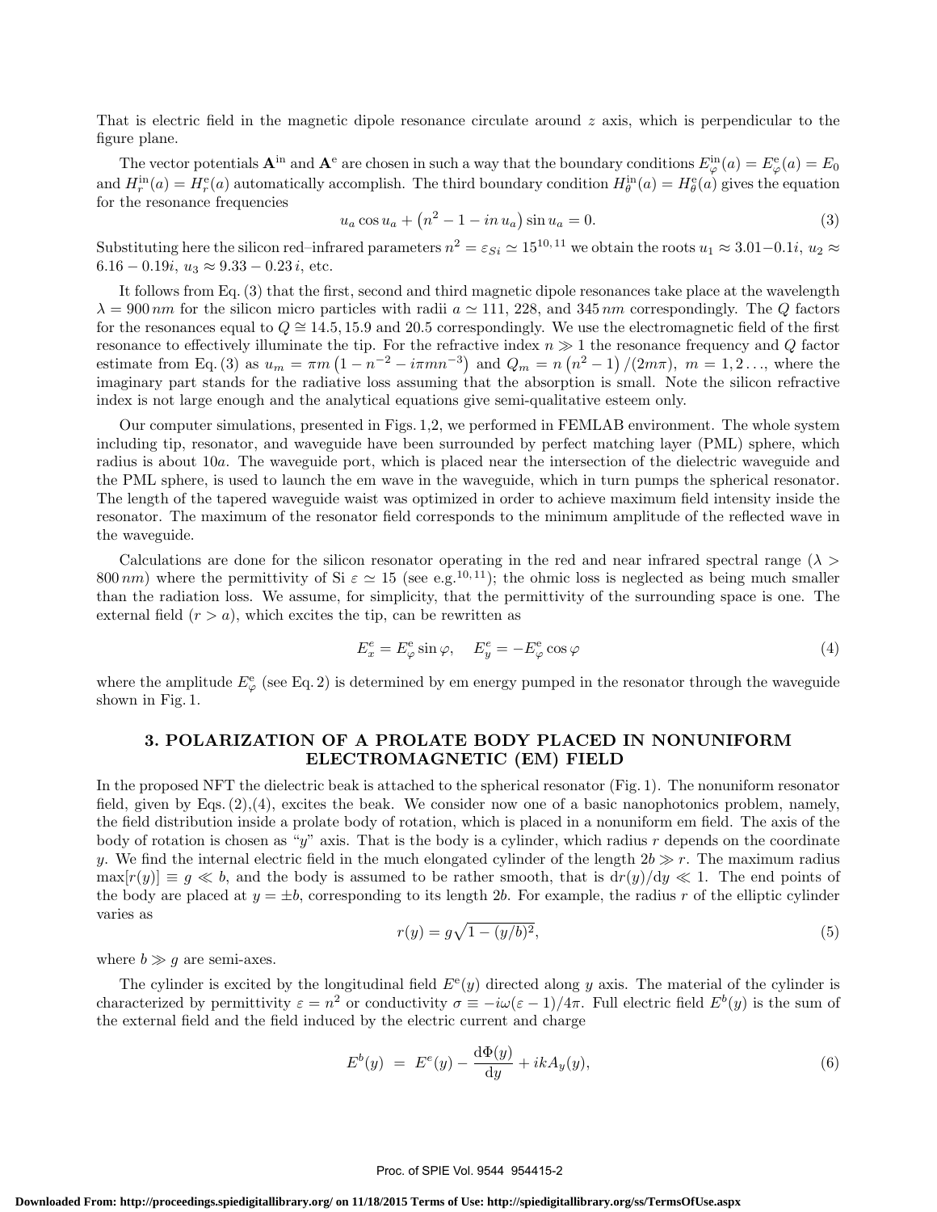That is electric field in the magnetic dipole resonance circulate around $z$ axis, which is perpendicular to the figure plane.

The vector potentials $\mathbf{A}^{\text{in}}$ and $\mathbf{A}^{\text{e}}$ are chosen in such a way that the boundary conditions $E_\varphi^{\text{in}}(a) = E_\varphi^{\text{e}}(a) = E_0$ and $H_r^{\text{in}}(a) = H_r^{\text{e}}(a)$ automatically accomplish. The third boundary condition $H_\theta^{\text{in}}(a) = H_\theta^{\text{e}}(a)$ gives the equation for the resonance frequencies

$$u_a \cos u_a + \left(n^2 - 1 - in\, u_a\right) \sin u_a = 0. \tag{3}$$

Substituting here the silicon red–infrared parameters $n^2 = \varepsilon_{Si} \simeq 15$[10, 11] we obtain the roots $u_1 \approx 3.01 - 0.1i$, $u_2 \approx 6.16 - 0.19i$, $u_3 \approx 9.33 - 0.23\,i$, etc.

It follows from Eq. (3) that the first, second and third magnetic dipole resonances take place at the wavelength $\lambda = 900\,nm$ for the silicon micro particles with radii $a \simeq 111$, 228, and $345\,nm$ correspondingly. The $Q$ factors for the resonances equal to $Q \cong 14.5, 15.9$ and 20.5 correspondingly. We use the electromagnetic field of the first resonance to effectively illuminate the tip. For the refractive index $n \gg 1$ the resonance frequency and $Q$ factor estimate from Eq. (3) as $u_m = \pi m\left(1 - n^{-2} - i\pi m n^{-3}\right)$ and $Q_m = n\left(n^2 - 1\right)/(2m\pi)$, $m = 1, 2\ldots$, where the imaginary part stands for the radiative loss assuming that the absorption is small. Note the silicon refractive index is not large enough and the analytical equations give semi-qualitative esteem only.

Our computer simulations, presented in Figs. 1,2, we performed in FEMLAB environment. The whole system including tip, resonator, and waveguide have been surrounded by perfect matching layer (PML) sphere, which radius is about $10a$. The waveguide port, which is placed near the intersection of the dielectric waveguide and the PML sphere, is used to launch the em wave in the waveguide, which in turn pumps the spherical resonator. The length of the tapered waveguide waist was optimized in order to achieve maximum field intensity inside the resonator. The maximum of the resonator field corresponds to the minimum amplitude of the reflected wave in the waveguide.

Calculations are done for the silicon resonator operating in the red and near infrared spectral range ($\lambda > 800\,nm$) where the permittivity of Si $\varepsilon \simeq 15$ (see e.g.[10, 11]); the ohmic loss is neglected as being much smaller than the radiation loss. We assume, for simplicity, that the permittivity of the surrounding space is one. The external field ($r > a$), which excites the tip, can be rewritten as

$$E_x^e = E_\varphi^{\text{e}} \sin\varphi, \quad E_y^e = -E_\varphi^{\text{e}} \cos\varphi \tag{4}$$

where the amplitude $E_\varphi^{\text{e}}$ (see Eq. 2) is determined by em energy pumped in the resonator through the waveguide shown in Fig. 1.

## 3. POLARIZATION OF A PROLATE BODY PLACED IN NONUNIFORM ELECTROMAGNETIC (EM) FIELD

In the proposed NFT the dielectric beak is attached to the spherical resonator (Fig. 1). The nonuniform resonator field, given by Eqs. (2),(4), excites the beak. We consider now one of a basic nanophotonics problem, namely, the field distribution inside a prolate body of rotation, which is placed in a nonuniform em field. The axis of the body of rotation is chosen as "$y$" axis. That is the body is a cylinder, which radius $r$ depends on the coordinate $y$. We find the internal electric field in the much elongated cylinder of the length $2b \gg r$. The maximum radius $\max[r(y)] \equiv g \ll b$, and the body is assumed to be rather smooth, that is $\mathrm{d}r(y)/\mathrm{d}y \ll 1$. The end points of the body are placed at $y = \pm b$, corresponding to its length $2b$. For example, the radius $r$ of the elliptic cylinder varies as

$$r(y) = g\sqrt{1 - (y/b)^2}, \tag{5}$$

where $b \gg g$ are semi-axes.

The cylinder is excited by the longitudinal field $E^{\text{e}}(y)$ directed along $y$ axis. The material of the cylinder is characterized by permittivity $\varepsilon = n^2$ or conductivity $\sigma \equiv -i\omega(\varepsilon - 1)/4\pi$. Full electric field $E^b(y)$ is the sum of the external field and the field induced by the electric current and charge

$$E^b(y) \;=\; E^e(y) - \frac{\mathrm{d}\Phi(y)}{\mathrm{d}y} + ikA_y(y), \tag{6}$$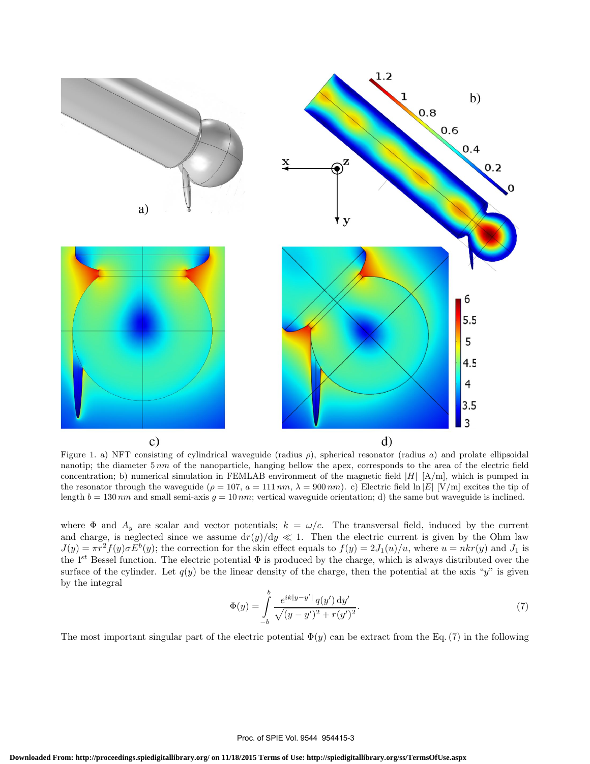Figure 1. a) NFT consisting of cylindrical waveguide (radius $\rho$), spherical resonator (radius $a$) and prolate ellipsoidal nanotip; the diameter $5\,nm$ of the nanoparticle, hanging bellow the apex, corresponds to the area of the electric field concentration; b) numerical simulation in FEMLAB environment of the magnetic field $|H|$ [A/m], which is pumped in the resonator through the waveguide ($\rho = 107$, $a = 111\,nm$, $\lambda = 900\,nm$). c) Electric field $\ln|E|$ [V/m] excites the tip of length $b = 130\,nm$ and small semi-axis $g = 10\,nm$; vertical waveguide orientation; d) the same but waveguide is inclined.

where $\Phi$ and $A_y$ are scalar and vector potentials; $k = \omega/c$. The transversal field, induced by the current and charge, is neglected since we assume $\mathrm{d}r(y)/\mathrm{d}y \ll 1$. Then the electric current is given by the Ohm law $J(y) = \pi r^2 f(y) \sigma E^b(y)$; the correction for the skin effect equals to $f(y) = 2J_1(u)/u$, where $u = nkr(y)$ and $J_1$ is the 1$^{st}$ Bessel function. The electric potential $\Phi$ is produced by the charge, which is always distributed over the surface of the cylinder. Let $q(y)$ be the linear density of the charge, then the potential at the axis "$y$" is given by the integral

$$\Phi(y) = \int_{-b}^{b} \frac{e^{ik|y-y'|}\, q(y')\, \mathrm{d}y'}{\sqrt{(y-y')^2 + r(y')^2}}. \tag{7}$$

The most important singular part of the electric potential $\Phi(y)$ can be extract from the Eq. (7) in the following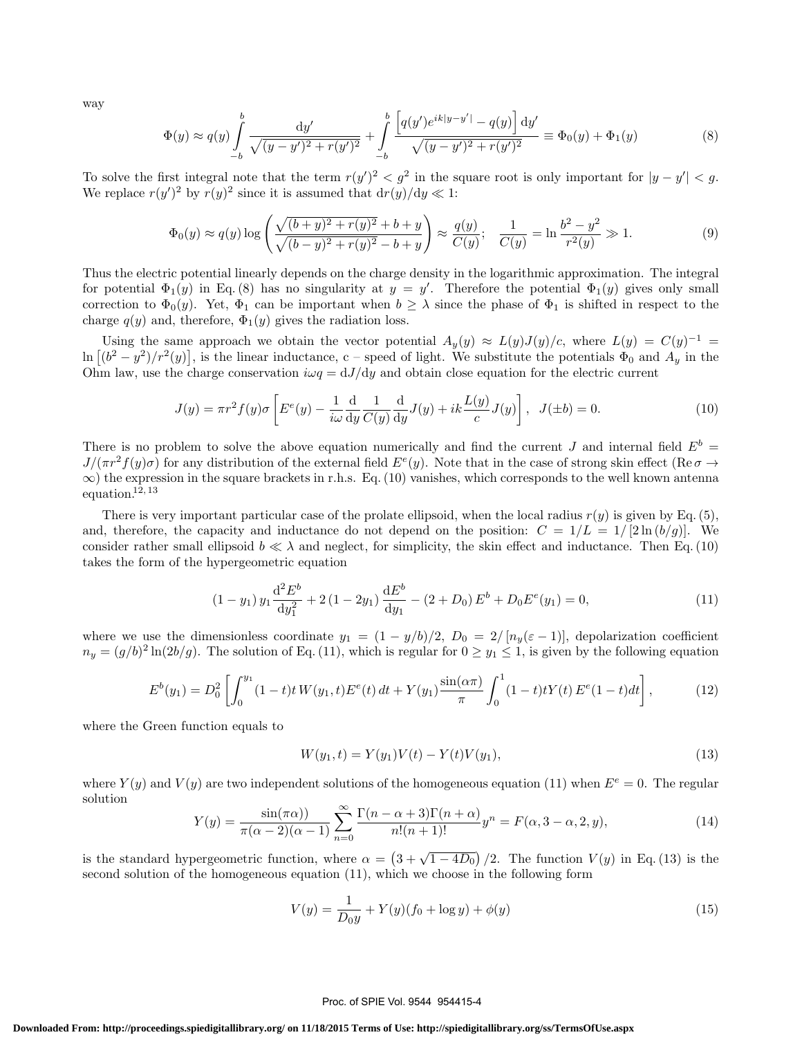way

$$\Phi(y) \approx q(y) \int_{-b}^{b} \frac{\mathrm{d}y'}{\sqrt{(y-y')^2 + r(y')^2}} + \int_{-b}^{b} \frac{\left[q(y')e^{ik|y-y'|} - q(y)\right]\mathrm{d}y'}{\sqrt{(y-y')^2 + r(y')^2}} \equiv \Phi_0(y) + \Phi_1(y) \tag{8}$$

To solve the first integral note that the term $r(y')^2 < g^2$ in the square root is only important for $|y - y'| < g$. We replace $r(y')^2$ by $r(y)^2$ since it is assumed that $\mathrm{d}r(y)/\mathrm{d}y \ll 1$:

$$\Phi_0(y) \approx q(y) \log\left(\frac{\sqrt{(b+y)^2 + r(y)^2} + b + y}{\sqrt{(b-y)^2 + r(y)^2} - b + y}\right) \approx \frac{q(y)}{C(y)}; \quad \frac{1}{C(y)} = \ln\frac{b^2 - y^2}{r^2(y)} \gg 1. \tag{9}$$

Thus the electric potential linearly depends on the charge density in the logarithmic approximation. The integral for potential $\Phi_1(y)$ in Eq. (8) has no singularity at $y = y'$. Therefore the potential $\Phi_1(y)$ gives only small correction to $\Phi_0(y)$. Yet, $\Phi_1$ can be important when $b \geq \lambda$ since the phase of $\Phi_1$ is shifted in respect to the charge $q(y)$ and, therefore, $\Phi_1(y)$ gives the radiation loss.

Using the same approach we obtain the vector potential $A_y(y) \approx L(y)J(y)/c$, where $L(y) = C(y)^{-1} = \ln\left[(b^2 - y^2)/r^2(y)\right]$, is the linear inductance, c – speed of light. We substitute the potentials $\Phi_0$ and $A_y$ in the Ohm law, use the charge conservation $i\omega q = \mathrm{d}J/\mathrm{d}y$ and obtain close equation for the electric current

$$J(y) = \pi r^2 f(y)\sigma\left[E^e(y) - \frac{1}{i\omega}\frac{\mathrm{d}}{\mathrm{d}y}\frac{1}{C(y)}\frac{\mathrm{d}}{\mathrm{d}y}J(y) + ik\frac{L(y)}{c}J(y)\right], \quad J(\pm b) = 0. \tag{10}$$

There is no problem to solve the above equation numerically and find the current $J$ and internal field $E^b = J/(\pi r^2 f(y)\sigma)$ for any distribution of the external field $E^e(y)$. Note that in the case of strong skin effect ($\mathrm{Re}\,\sigma \to \infty$) the expression in the square brackets in r.h.s. Eq. (10) vanishes, which corresponds to the well known antenna equation.[12,13]

There is very important particular case of the prolate ellipsoid, when the local radius $r(y)$ is given by Eq. (5), and, therefore, the capacity and inductance do not depend on the position: $C = 1/L = 1/\left[2\ln(b/g)\right]$. We consider rather small ellipsoid $b \ll \lambda$ and neglect, for simplicity, the skin effect and inductance. Then Eq. (10) takes the form of the hypergeometric equation

$$(1 - y_1)\, y_1 \frac{\mathrm{d}^2 E^b}{\mathrm{d}y_1^2} + 2\,(1 - 2y_1)\frac{\mathrm{d}E^b}{\mathrm{d}y_1} - (2 + D_0)\, E^b + D_0 E^e(y_1) = 0, \tag{11}$$

where we use the dimensionless coordinate $y_1 = (1 - y/b)/2$, $D_0 = 2/\left[n_y(\varepsilon - 1)\right]$, depolarization coefficient $n_y = (g/b)^2 \ln(2b/g)$. The solution of Eq. (11), which is regular for $0 \geq y_1 \leq 1$, is given by the following equation

$$E^b(y_1) = D_0^2\left[\int_0^{y_1} (1-t)t\, W(y_1, t) E^e(t)\, dt + Y(y_1)\frac{\sin(\alpha\pi)}{\pi}\int_0^1 (1-t)tY(t)\, E^e(1-t)dt\right], \tag{12}$$

where the Green function equals to

$$W(y_1, t) = Y(y_1)V(t) - Y(t)V(y_1), \tag{13}$$

where $Y(y)$ and $V(y)$ are two independent solutions of the homogeneous equation (11) when $E^e = 0$. The regular solution

$$Y(y) = \frac{\sin(\pi\alpha))}{\pi(\alpha - 2)(\alpha - 1)}\sum_{n=0}^{\infty}\frac{\Gamma(n - \alpha + 3)\Gamma(n + \alpha)}{n!(n+1)!}y^n = F(\alpha, 3 - \alpha, 2, y), \tag{14}$$

is the standard hypergeometric function, where $\alpha = \left(3 + \sqrt{1 - 4D_0}\right)/2$. The function $V(y)$ in Eq. (13) is the second solution of the homogeneous equation (11), which we choose in the following form

$$V(y) = \frac{1}{D_0 y} + Y(y)(f_0 + \log y) + \phi(y) \tag{15}$$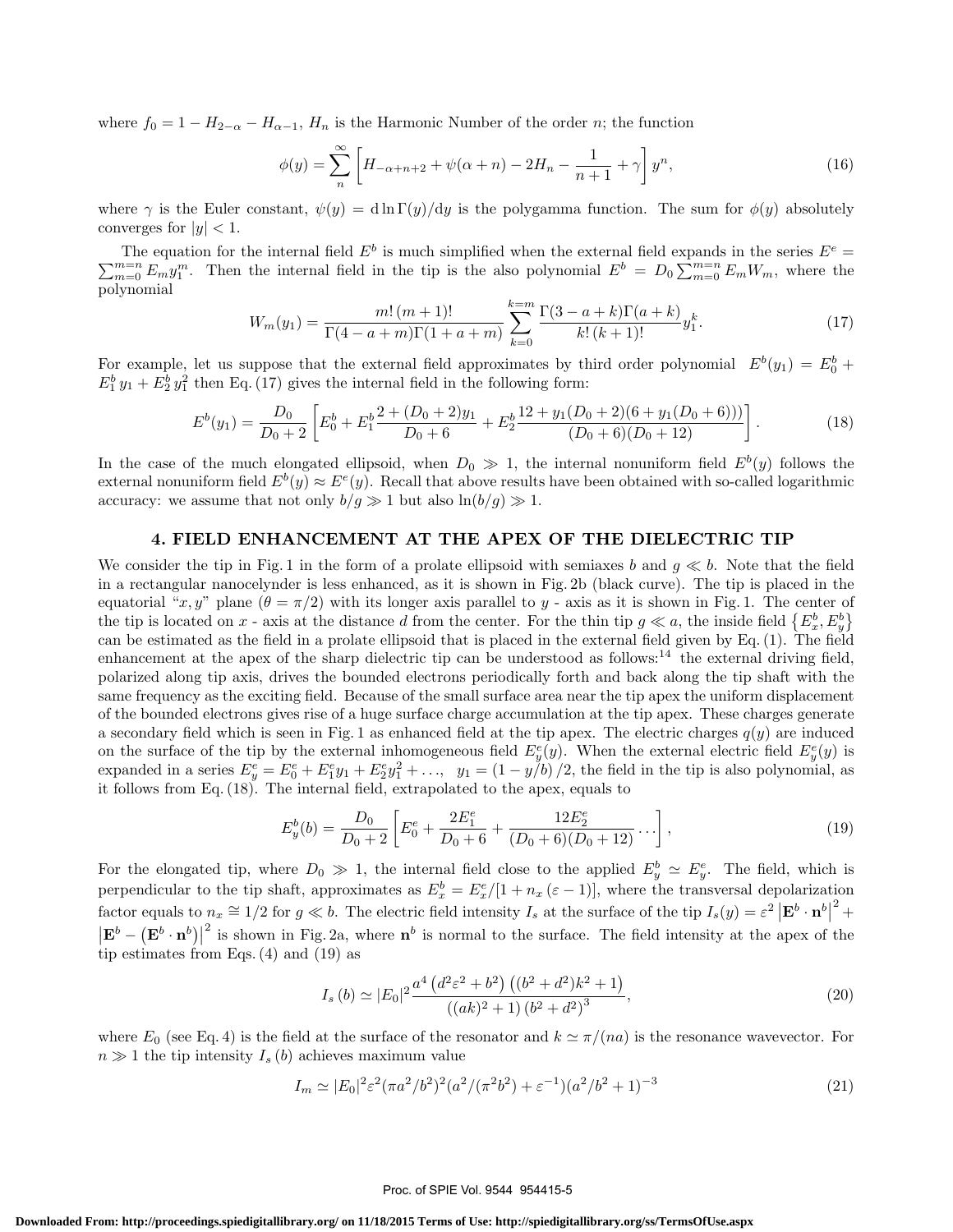where $f_0 = 1 - H_{2-\alpha} - H_{\alpha-1}$, $H_n$ is the Harmonic Number of the order $n$; the function

$$\phi(y) = \sum_n^{\infty} \left[ H_{-\alpha+n+2} + \psi(\alpha+n) - 2H_n - \frac{1}{n+1} + \gamma \right] y^n, \tag{16}$$

where $\gamma$ is the Euler constant, $\psi(y) = \mathrm{d}\ln\Gamma(y)/\mathrm{d}y$ is the polygamma function. The sum for $\phi(y)$ absolutely converges for $|y| < 1$.

The equation for the internal field $E^b$ is much simplified when the external field expands in the series $E^e = \sum_{m=0}^{m=n} E_m y_1^m$. Then the internal field in the tip is the also polynomial $E^b = D_0 \sum_{m=0}^{m=n} E_m W_m$, where the polynomial

$$W_m(y_1) = \frac{m!\,(m+1)!}{\Gamma(4-a+m)\Gamma(1+a+m)} \sum_{k=0}^{k=m} \frac{\Gamma(3-a+k)\Gamma(a+k)}{k!\,(k+1)!} y_1^k. \tag{17}$$

For example, let us suppose that the external field approximates by third order polynomial $E^b(y_1) = E_0^b + E_1^b y_1 + E_2^b y_1^2$ then Eq. (17) gives the internal field in the following form:

$$E^b(y_1) = \frac{D_0}{D_0+2} \left[ E_0^b + E_1^b \frac{2+(D_0+2)y_1}{D_0+6} + E_2^b \frac{12 + y_1(D_0+2)(6 + y_1(D_0+6)))}{(D_0+6)(D_0+12)} \right]. \tag{18}$$

In the case of the much elongated ellipsoid, when $D_0 \gg 1$, the internal nonuniform field $E^b(y)$ follows the external nonuniform field $E^b(y) \approx E^e(y)$. Recall that above results have been obtained with so-called logarithmic accuracy: we assume that not only $b/g \gg 1$ but also $\ln(b/g) \gg 1$.

## 4. FIELD ENHANCEMENT AT THE APEX OF THE DIELECTRIC TIP

We consider the tip in Fig. 1 in the form of a prolate ellipsoid with semiaxes $b$ and $g \ll b$. Note that the field in a rectangular nanocelynder is less enhanced, as it is shown in Fig. 2b (black curve). The tip is placed in the equatorial "$x, y$" plane ($\theta = \pi/2$) with its longer axis parallel to $y$ - axis as it is shown in Fig. 1. The center of the tip is located on $x$ - axis at the distance $d$ from the center. For the thin tip $g \ll a$, the inside field $\{E_x^b, E_y^b\}$ can be estimated as the field in a prolate ellipsoid that is placed in the external field given by Eq. (1). The field enhancement at the apex of the sharp dielectric tip can be understood as follows:[14] the external driving field, polarized along tip axis, drives the bounded electrons periodically forth and back along the tip shaft with the same frequency as the exciting field. Because of the small surface area near the tip apex the uniform displacement of the bounded electrons gives rise of a huge surface charge accumulation at the tip apex. These charges generate a secondary field which is seen in Fig. 1 as enhanced field at the tip apex. The electric charges $q(y)$ are induced on the surface of the tip by the external inhomogeneous field $E_y^e(y)$. When the external electric field $E_y^e(y)$ is expanded in a series $E_y^e = E_0^e + E_1^e y_1 + E_2^e y_1^2 + \ldots$, $y_1 = (1 - y/b)/2$, the field in the tip is also polynomial, as it follows from Eq. (18). The internal field, extrapolated to the apex, equals to

$$E_y^b(b) = \frac{D_0}{D_0+2} \left[ E_0^e + \frac{2E_1^e}{D_0+6} + \frac{12E_2^e}{(D_0+6)(D_0+12)} \ldots \right], \tag{19}$$

For the elongated tip, where $D_0 \gg 1$, the internal field close to the applied $E_y^b \simeq E_y^e$. The field, which is perpendicular to the tip shaft, approximates as $E_x^b = E_x^e/[1 + n_x(\varepsilon - 1)]$, where the transversal depolarization factor equals to $n_x \cong 1/2$ for $g \ll b$. The electric field intensity $I_s$ at the surface of the tip $I_s(y) = \varepsilon^2 \left|\mathbf{E}^b \cdot \mathbf{n}^b\right|^2 + \left|\mathbf{E}^b - \left(\mathbf{E}^b \cdot \mathbf{n}^b\right)\right|^2$ is shown in Fig. 2a, where $\mathbf{n}^b$ is normal to the surface. The field intensity at the apex of the tip estimates from Eqs. (4) and (19) as

$$I_s(b) \simeq |E_0|^2 \frac{a^4\left(d^2\varepsilon^2 + b^2\right)\left((b^2+d^2)k^2 + 1\right)}{\left((ak)^2+1\right)\left(b^2+d^2\right)^3}, \tag{20}$$

where $E_0$ (see Eq. 4) is the field at the surface of the resonator and $k \simeq \pi/(na)$ is the resonance wavevector. For $n \gg 1$ the tip intensity $I_s(b)$ achieves maximum value

$$I_m \simeq |E_0|^2 \varepsilon^2 (\pi a^2/b^2)^2 (a^2/(\pi^2 b^2) + \varepsilon^{-1})(a^2/b^2 + 1)^{-3} \tag{21}$$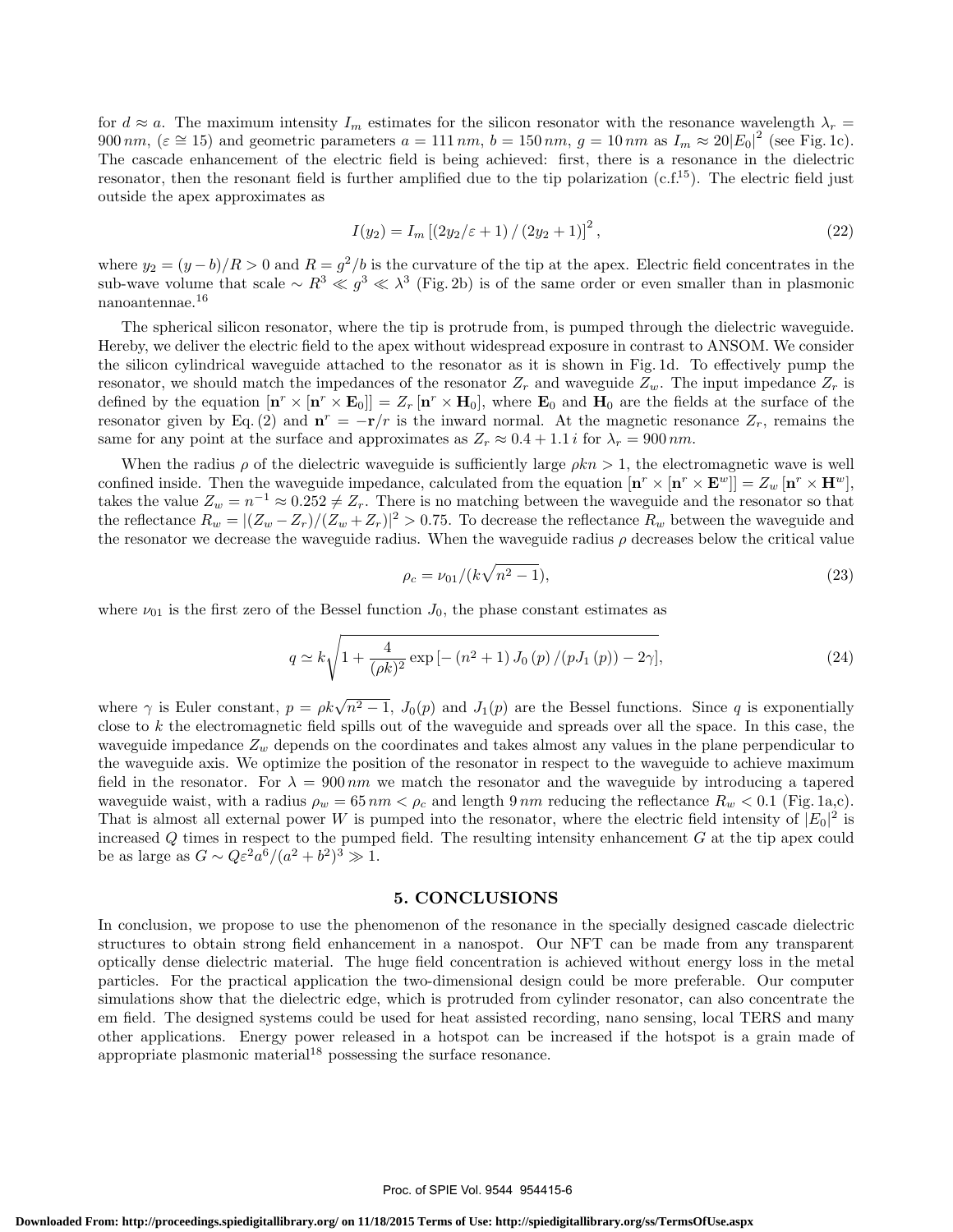for $d \approx a$. The maximum intensity $I_m$ estimates for the silicon resonator with the resonance wavelength $\lambda_r = 900\,nm$, ($\varepsilon \cong 15$) and geometric parameters $a = 111\,nm$, $b = 150\,nm$, $g = 10\,nm$ as $I_m \approx 20|E_0|^2$ (see Fig. 1c). The cascade enhancement of the electric field is being achieved: first, there is a resonance in the dielectric resonator, then the resonant field is further amplified due to the tip polarization (c.f.[15]). The electric field just outside the apex approximates as

$$I(y_2) = I_m \left[ (2y_2/\varepsilon + 1) \,/\, (2y_2 + 1) \right]^2, \tag{22}$$

where $y_2 = (y - b)/R > 0$ and $R = g^2/b$ is the curvature of the tip at the apex. Electric field concentrates in the sub-wave volume that scale $\sim R^3 \ll g^3 \ll \lambda^3$ (Fig. 2b) is of the same order or even smaller than in plasmonic nanoantennae.[16]

The spherical silicon resonator, where the tip is protrude from, is pumped through the dielectric waveguide. Hereby, we deliver the electric field to the apex without widespread exposure in contrast to ANSOM. We consider the silicon cylindrical waveguide attached to the resonator as it is shown in Fig. 1d. To effectively pump the resonator, we should match the impedances of the resonator $Z_r$ and waveguide $Z_w$. The input impedance $Z_r$ is defined by the equation $[\mathbf{n}^r \times [\mathbf{n}^r \times \mathbf{E}_0]] = Z_r\,[\mathbf{n}^r \times \mathbf{H}_0]$, where $\mathbf{E}_0$ and $\mathbf{H}_0$ are the fields at the surface of the resonator given by Eq. (2) and $\mathbf{n}^r = -\mathbf{r}/r$ is the inward normal. At the magnetic resonance $Z_r$, remains the same for any point at the surface and approximates as $Z_r \approx 0.4 + 1.1\,i$ for $\lambda_r = 900\,nm$.

When the radius $\rho$ of the dielectric waveguide is sufficiently large $\rho k n > 1$, the electromagnetic wave is well confined inside. Then the waveguide impedance, calculated from the equation $[\mathbf{n}^r \times [\mathbf{n}^r \times \mathbf{E}^w]] = Z_w\,[\mathbf{n}^r \times \mathbf{H}^w]$, takes the value $Z_w = n^{-1} \approx 0.252 \neq Z_r$. There is no matching between the waveguide and the resonator so that the reflectance $R_w = |(Z_w - Z_r)/(Z_w + Z_r)|^2 > 0.75$. To decrease the reflectance $R_w$ between the waveguide and the resonator we decrease the waveguide radius. When the waveguide radius $\rho$ decreases below the critical value

$$\rho_c = \nu_{01}/(k\sqrt{n^2 - 1}), \tag{23}$$

where $\nu_{01}$ is the first zero of the Bessel function $J_0$, the phase constant estimates as

$$q \simeq k\sqrt{1 + \frac{4}{(\rho k)^2} \exp\left[-\left(n^2 + 1\right) J_0\left(p\right) / (p J_1\left(p\right)) - 2\gamma\right]}, \tag{24}$$

where $\gamma$ is Euler constant, $p = \rho k\sqrt{n^2 - 1}$, $J_0(p)$ and $J_1(p)$ are the Bessel functions. Since $q$ is exponentially close to $k$ the electromagnetic field spills out of the waveguide and spreads over all the space. In this case, the waveguide impedance $Z_w$ depends on the coordinates and takes almost any values in the plane perpendicular to the waveguide axis. We optimize the position of the resonator in respect to the waveguide to achieve maximum field in the resonator. For $\lambda = 900\,nm$ we match the resonator and the waveguide by introducing a tapered waveguide waist, with a radius $\rho_w = 65\,nm < \rho_c$ and length $9\,nm$ reducing the reflectance $R_w < 0.1$ (Fig. 1a,c). That is almost all external power $W$ is pumped into the resonator, where the electric field intensity of $|E_0|^2$ is increased $Q$ times in respect to the pumped field. The resulting intensity enhancement $G$ at the tip apex could be as large as $G \sim Q\varepsilon^2 a^6/(a^2 + b^2)^3 \gg 1$.

## 5. CONCLUSIONS

In conclusion, we propose to use the phenomenon of the resonance in the specially designed cascade dielectric structures to obtain strong field enhancement in a nanospot. Our NFT can be made from any transparent optically dense dielectric material. The huge field concentration is achieved without energy loss in the metal particles. For the practical application the two-dimensional design could be more preferable. Our computer simulations show that the dielectric edge, which is protruded from cylinder resonator, can also concentrate the em field. The designed systems could be used for heat assisted recording, nano sensing, local TERS and many other applications. Energy power released in a hotspot can be increased if the hotspot is a grain made of appropriate plasmonic material[18] possessing the surface resonance.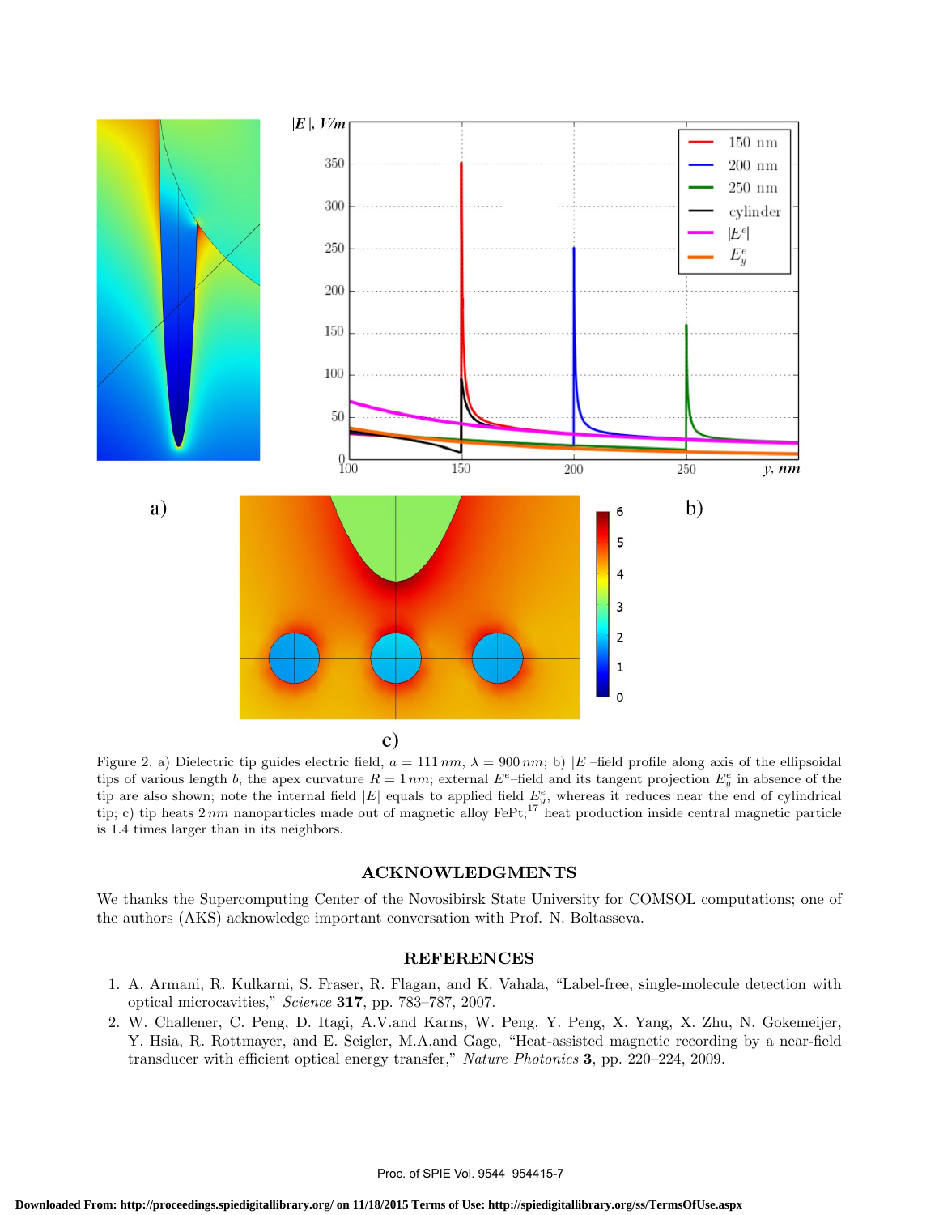Figure 2. a) Dielectric tip guides electric field, $a = 111\,nm$, $\lambda = 900\,nm$; b) $|E|$–field profile along axis of the ellipsoidal tips of various length $b$, the apex curvature $R = 1\,nm$; external $E^e$–field and its tangent projection $E^e_y$ in absence of the tip are also shown; note the internal field $|E|$ equals to applied field $E^e_y$, whereas it reduces near the end of cylindrical tip; c) tip heats $2\,nm$ nanoparticles made out of magnetic alloy FePt;[17] heat production inside central magnetic particle is 1.4 times larger than in its neighbors.

## ACKNOWLEDGMENTS

We thanks the Supercomputing Center of the Novosibirsk State University for COMSOL computations; one of the authors (AKS) acknowledge important conversation with Prof. N. Boltasseva.

## REFERENCES

1. A. Armani, R. Kulkarni, S. Fraser, R. Flagan, and K. Vahala, "Label-free, single-molecule detection with optical microcavities," *Science* **317**, pp. 783–787, 2007.
2. W. Challener, C. Peng, D. Itagi, A.V.and Karns, W. Peng, Y. Peng, X. Yang, X. Zhu, N. Gokemeijer, Y. Hsia, R. Rottmayer, and E. Seigler, M.A.and Gage, "Heat-assisted magnetic recording by a near-field transducer with efficient optical energy transfer," *Nature Photonics* **3**, pp. 220–224, 2009.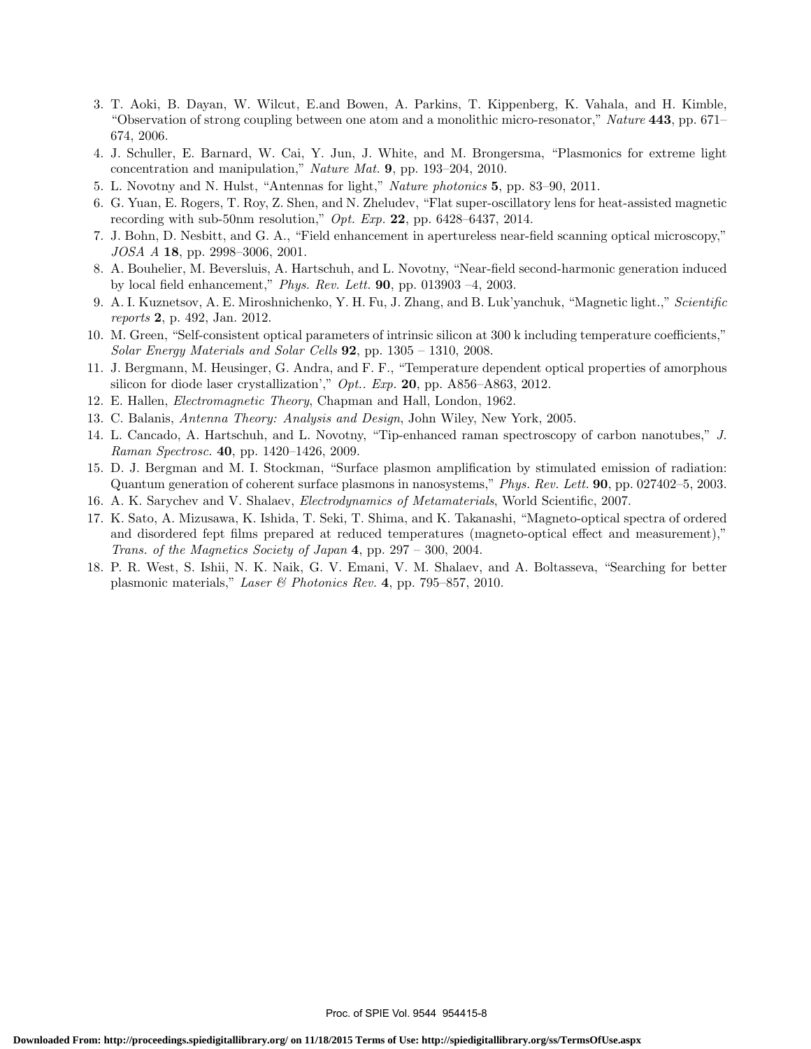3. T. Aoki, B. Dayan, W. Wilcut, E.and Bowen, A. Parkins, T. Kippenberg, K. Vahala, and H. Kimble, "Observation of strong coupling between one atom and a monolithic micro-resonator," *Nature* **443**, pp. 671–674, 2006.
4. J. Schuller, E. Barnard, W. Cai, Y. Jun, J. White, and M. Brongersma, "Plasmonics for extreme light concentration and manipulation," *Nature Mat.* **9**, pp. 193–204, 2010.
5. L. Novotny and N. Hulst, "Antennas for light," *Nature photonics* **5**, pp. 83–90, 2011.
6. G. Yuan, E. Rogers, T. Roy, Z. Shen, and N. Zheludev, "Flat super-oscillatory lens for heat-assisted magnetic recording with sub-50nm resolution," *Opt. Exp.* **22**, pp. 6428–6437, 2014.
7. J. Bohn, D. Nesbitt, and G. A., "Field enhancement in apertureless near-field scanning optical microscopy," *JOSA A* **18**, pp. 2998–3006, 2001.
8. A. Bouhelier, M. Beversluis, A. Hartschuh, and L. Novotny, "Near-field second-harmonic generation induced by local field enhancement," *Phys. Rev. Lett.* **90**, pp. 013903 –4, 2003.
9. A. I. Kuznetsov, A. E. Miroshnichenko, Y. H. Fu, J. Zhang, and B. Luk'yanchuk, "Magnetic light.," *Scientific reports* **2**, p. 492, Jan. 2012.
10. M. Green, "Self-consistent optical parameters of intrinsic silicon at 300 k including temperature coefficients," *Solar Energy Materials and Solar Cells* **92**, pp. 1305 – 1310, 2008.
11. J. Bergmann, M. Heusinger, G. Andra, and F. F., "Temperature dependent optical properties of amorphous silicon for diode laser crystallization'," *Opt.. Exp.* **20**, pp. A856–A863, 2012.
12. E. Hallen, *Electromagnetic Theory*, Chapman and Hall, London, 1962.
13. C. Balanis, *Antenna Theory: Analysis and Design*, John Wiley, New York, 2005.
14. L. Cancado, A. Hartschuh, and L. Novotny, "Tip-enhanced raman spectroscopy of carbon nanotubes," *J. Raman Spectrosc.* **40**, pp. 1420–1426, 2009.
15. D. J. Bergman and M. I. Stockman, "Surface plasmon amplification by stimulated emission of radiation: Quantum generation of coherent surface plasmons in nanosystems," *Phys. Rev. Lett.* **90**, pp. 027402–5, 2003.
16. A. K. Sarychev and V. Shalaev, *Electrodynamics of Metamaterials*, World Scientific, 2007.
17. K. Sato, A. Mizusawa, K. Ishida, T. Seki, T. Shima, and K. Takanashi, "Magneto-optical spectra of ordered and disordered fept films prepared at reduced temperatures (magneto-optical effect and measurement)," *Trans. of the Magnetics Society of Japan* **4**, pp. 297 – 300, 2004.
18. P. R. West, S. Ishii, N. K. Naik, G. V. Emani, V. M. Shalaev, and A. Boltasseva, "Searching for better plasmonic materials," *Laser & Photonics Rev.* **4**, pp. 795–857, 2010.